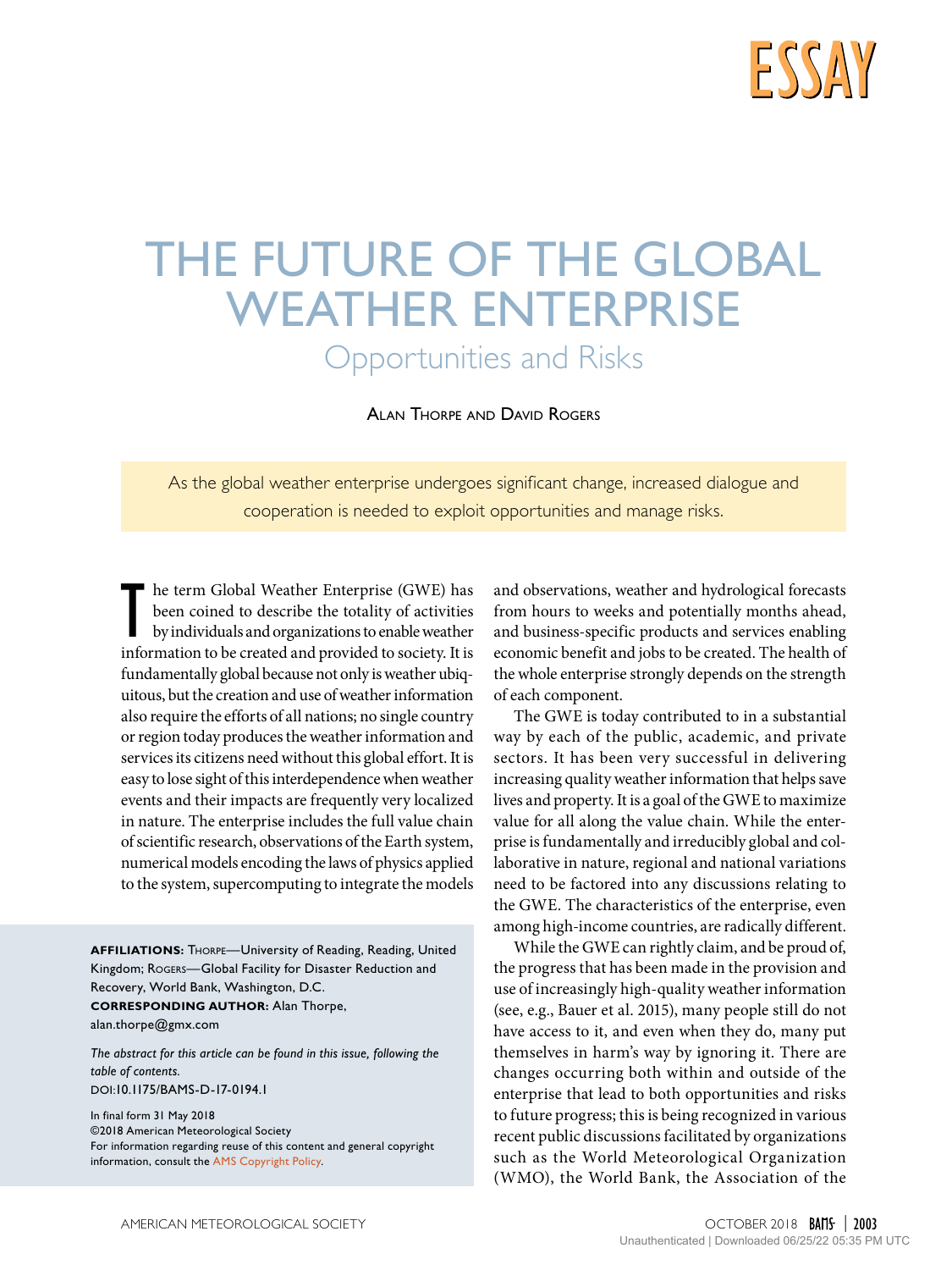ESSAY

# THE FUTURE OF THE GLOBAL WEATHER ENTERPRISE

## Opportunities and Risks

Alan Thorpe and David Rogers

> As the global weather enterprise undergoes significant change, increased dialogue and cooperation is needed to exploit opportunities and manage risks.

The term Global Weather Enterprise (GWE) has been coined to describe the totality of activities by individuals and organizations to enable weather information to be created and provided to society. It is fundamentally global because not only is weather ubiquitous, but the creation and use of weather information also require the efforts of all nations; no single country or region today produces the weather information and services its citizens need without this global effort. It is easy to lose sight of this interdependence when weather events and their impacts are frequently very localized in nature. The enterprise includes the full value chain of scientific research, observations of the Earth system, numerical models encoding the laws of physics applied to the system, supercomputing to integrate the models and observations, weather and hydrological forecasts from hours to weeks and potentially months ahead, and business-specific products and services enabling economic benefit and jobs to be created. The health of the whole enterprise strongly depends on the strength of each component.

The GWE is today contributed to in a substantial way by each of the public, academic, and private sectors. It has been very successful in delivering increasing quality weather information that helps save lives and property. It is a goal of the GWE to maximize value for all along the value chain. While the enterprise is fundamentally and irreducibly global and collaborative in nature, regional and national variations need to be factored into any discussions relating to the GWE. The characteristics of the enterprise, even among high-income countries, are radically different.

While the GWE can rightly claim, and be proud of, the progress that has been made in the provision and use of increasingly high-quality weather information (see, e.g., Bauer et al. 2015), many people still do not have access to it, and even when they do, many put themselves in harm's way by ignoring it. There are changes occurring both within and outside of the enterprise that lead to both opportunities and risks to future progress; this is being recognized in various recent public discussions facilitated by organizations such as the World Meteorological Organization (WMO), the World Bank, the Association of the

**AFFILIATIONS:** Thorpe—University of Reading, Reading, United Kingdom; Rogers—Global Facility for Disaster Reduction and Recovery, World Bank, Washington, D.C.
**CORRESPONDING AUTHOR:** Alan Thorpe, alan.thorpe@gmx.com

*The abstract for this article can be found in this issue, following the table of contents.*
DOI:10.1175/BAMS-D-17-0194.1

In final form 31 May 2018
©2018 American Meteorological Society
For information regarding reuse of this content and general copyright information, consult the AMS Copyright Policy.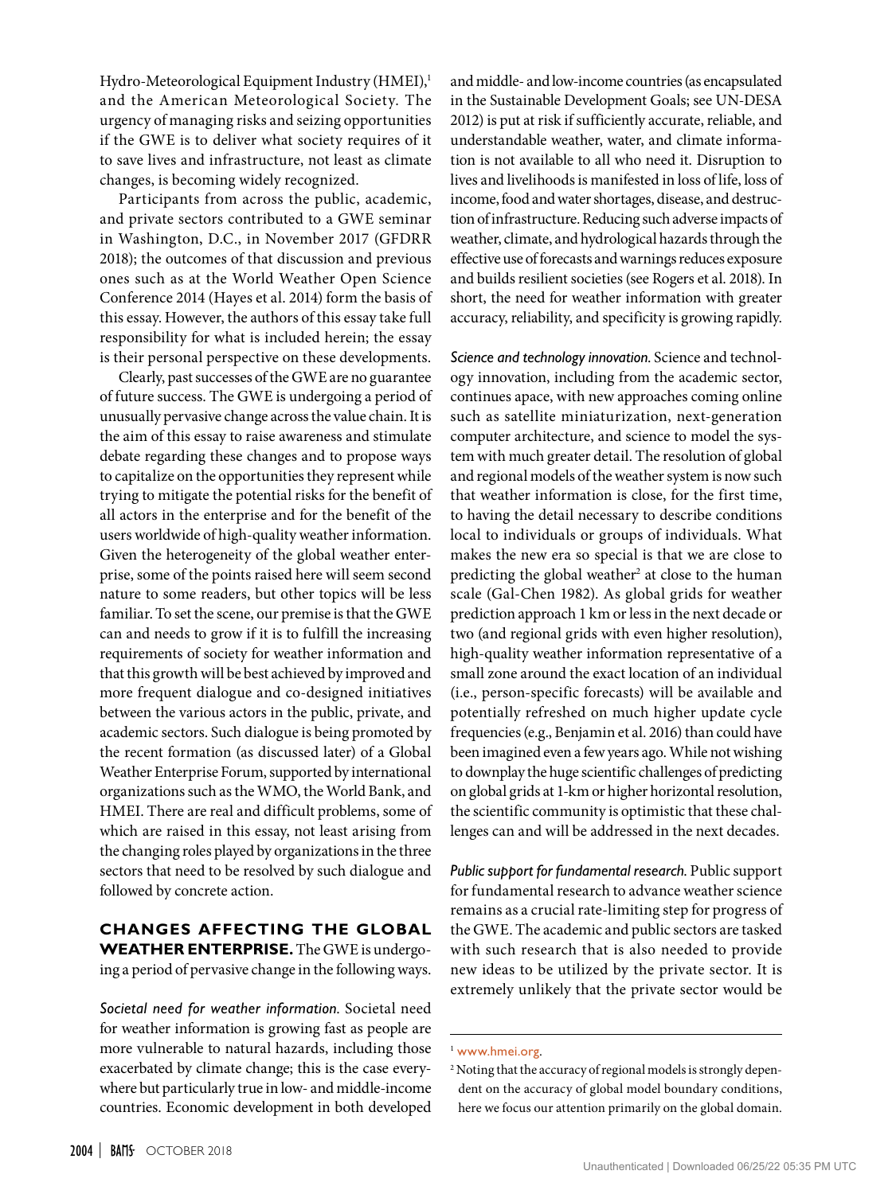Hydro-Meteorological Equipment Industry (HMEI),[1] and the American Meteorological Society. The urgency of managing risks and seizing opportunities if the GWE is to deliver what society requires of it to save lives and infrastructure, not least as climate changes, is becoming widely recognized.

Participants from across the public, academic, and private sectors contributed to a GWE seminar in Washington, D.C., in November 2017 (GFDRR 2018); the outcomes of that discussion and previous ones such as at the World Weather Open Science Conference 2014 (Hayes et al. 2014) form the basis of this essay. However, the authors of this essay take full responsibility for what is included herein; the essay is their personal perspective on these developments.

Clearly, past successes of the GWE are no guarantee of future success. The GWE is undergoing a period of unusually pervasive change across the value chain. It is the aim of this essay to raise awareness and stimulate debate regarding these changes and to propose ways to capitalize on the opportunities they represent while trying to mitigate the potential risks for the benefit of all actors in the enterprise and for the benefit of the users worldwide of high-quality weather information. Given the heterogeneity of the global weather enterprise, some of the points raised here will seem second nature to some readers, but other topics will be less familiar. To set the scene, our premise is that the GWE can and needs to grow if it is to fulfill the increasing requirements of society for weather information and that this growth will be best achieved by improved and more frequent dialogue and co-designed initiatives between the various actors in the public, private, and academic sectors. Such dialogue is being promoted by the recent formation (as discussed later) of a Global Weather Enterprise Forum, supported by international organizations such as the WMO, the World Bank, and HMEI. There are real and difficult problems, some of which are raised in this essay, not least arising from the changing roles played by organizations in the three sectors that need to be resolved by such dialogue and followed by concrete action.

## CHANGES AFFECTING THE GLOBAL WEATHER ENTERPRISE.

The GWE is undergoing a period of pervasive change in the following ways.

*Societal need for weather information.* Societal need for weather information is growing fast as people are more vulnerable to natural hazards, including those exacerbated by climate change; this is the case everywhere but particularly true in low- and middle-income countries. Economic development in both developed and middle- and low-income countries (as encapsulated in the Sustainable Development Goals; see UN-DESA 2012) is put at risk if sufficiently accurate, reliable, and understandable weather, water, and climate information is not available to all who need it. Disruption to lives and livelihoods is manifested in loss of life, loss of income, food and water shortages, disease, and destruction of infrastructure. Reducing such adverse impacts of weather, climate, and hydrological hazards through the effective use of forecasts and warnings reduces exposure and builds resilient societies (see Rogers et al. 2018). In short, the need for weather information with greater accuracy, reliability, and specificity is growing rapidly.

*Science and technology innovation.* Science and technology innovation, including from the academic sector, continues apace, with new approaches coming online such as satellite miniaturization, next-generation computer architecture, and science to model the system with much greater detail. The resolution of global and regional models of the weather system is now such that weather information is close, for the first time, to having the detail necessary to describe conditions local to individuals or groups of individuals. What makes the new era so special is that we are close to predicting the global weather[2] at close to the human scale (Gal-Chen 1982). As global grids for weather prediction approach 1 km or less in the next decade or two (and regional grids with even higher resolution), high-quality weather information representative of a small zone around the exact location of an individual (i.e., person-specific forecasts) will be available and potentially refreshed on much higher update cycle frequencies (e.g., Benjamin et al. 2016) than could have been imagined even a few years ago. While not wishing to downplay the huge scientific challenges of predicting on global grids at 1-km or higher horizontal resolution, the scientific community is optimistic that these challenges can and will be addressed in the next decades.

*Public support for fundamental research.* Public support for fundamental research to advance weather science remains as a crucial rate-limiting step for progress of the GWE. The academic and public sectors are tasked with such research that is also needed to provide new ideas to be utilized by the private sector. It is extremely unlikely that the private sector would be

---

[1] www.hmei.org.

[2] Noting that the accuracy of regional models is strongly dependent on the accuracy of global model boundary conditions, here we focus our attention primarily on the global domain.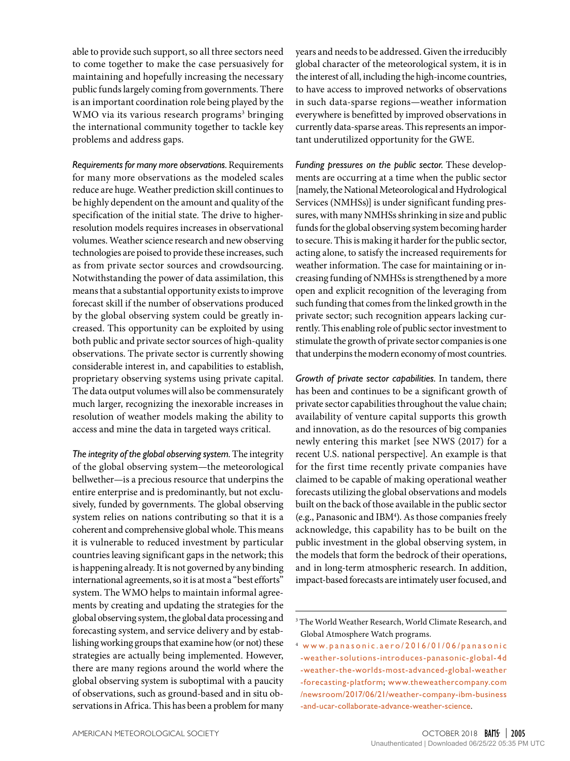able to provide such support, so all three sectors need to come together to make the case persuasively for maintaining and hopefully increasing the necessary public funds largely coming from governments. There is an important coordination role being played by the WMO via its various research programs[3] bringing the international community together to tackle key problems and address gaps.

*Requirements for many more observations.* Requirements for many more observations as the modeled scales reduce are huge. Weather prediction skill continues to be highly dependent on the amount and quality of the specification of the initial state. The drive to higher-resolution models requires increases in observational volumes. Weather science research and new observing technologies are poised to provide these increases, such as from private sector sources and crowdsourcing. Notwithstanding the power of data assimilation, this means that a substantial opportunity exists to improve forecast skill if the number of observations produced by the global observing system could be greatly increased. This opportunity can be exploited by using both public and private sector sources of high-quality observations. The private sector is currently showing considerable interest in, and capabilities to establish, proprietary observing systems using private capital. The data output volumes will also be commensurately much larger, recognizing the inexorable increases in resolution of weather models making the ability to access and mine the data in targeted ways critical.

*The integrity of the global observing system.* The integrity of the global observing system—the meteorological bellwether—is a precious resource that underpins the entire enterprise and is predominantly, but not exclusively, funded by governments. The global observing system relies on nations contributing so that it is a coherent and comprehensive global whole. This means it is vulnerable to reduced investment by particular countries leaving significant gaps in the network; this is happening already. It is not governed by any binding international agreements, so it is at most a "best efforts" system. The WMO helps to maintain informal agreements by creating and updating the strategies for the global observing system, the global data processing and forecasting system, and service delivery and by establishing working groups that examine how (or not) these strategies are actually being implemented. However, there are many regions around the world where the global observing system is suboptimal with a paucity of observations, such as ground-based and in situ observations in Africa. This has been a problem for many years and needs to be addressed. Given the irreducibly global character of the meteorological system, it is in the interest of all, including the high-income countries, to have access to improved networks of observations in such data-sparse regions—weather information everywhere is benefitted by improved observations in currently data-sparse areas. This represents an important underutilized opportunity for the GWE.

*Funding pressures on the public sector.* These developments are occurring at a time when the public sector [namely, the National Meteorological and Hydrological Services (NMHSs)] is under significant funding pressures, with many NMHSs shrinking in size and public funds for the global observing system becoming harder to secure. This is making it harder for the public sector, acting alone, to satisfy the increased requirements for weather information. The case for maintaining or increasing funding of NMHSs is strengthened by a more open and explicit recognition of the leveraging from such funding that comes from the linked growth in the private sector; such recognition appears lacking currently. This enabling role of public sector investment to stimulate the growth of private sector companies is one that underpins the modern economy of most countries.

*Growth of private sector capabilities.* In tandem, there has been and continues to be a significant growth of private sector capabilities throughout the value chain; availability of venture capital supports this growth and innovation, as do the resources of big companies newly entering this market [see NWS (2017) for a recent U.S. national perspective]. An example is that for the first time recently private companies have claimed to be capable of making operational weather forecasts utilizing the global observations and models built on the back of those available in the public sector (e.g., Panasonic and IBM[4]). As those companies freely acknowledge, this capability has to be built on the public investment in the global observing system, in the models that form the bedrock of their operations, and in long-term atmospheric research. In addition, impact-based forecasts are intimately user focused, and

---

[3] The World Weather Research, World Climate Research, and Global Atmosphere Watch programs.

[4] www.panasonic.aero/2016/01/06/panasonic-weather-solutions-introduces-panasonic-global-4d-weather-the-worlds-most-advanced-global-weather-forecasting-platform; www.theweathercompany.com/newsroom/2017/06/21/weather-company-ibm-business-and-ucar-collaborate-advance-weather-science.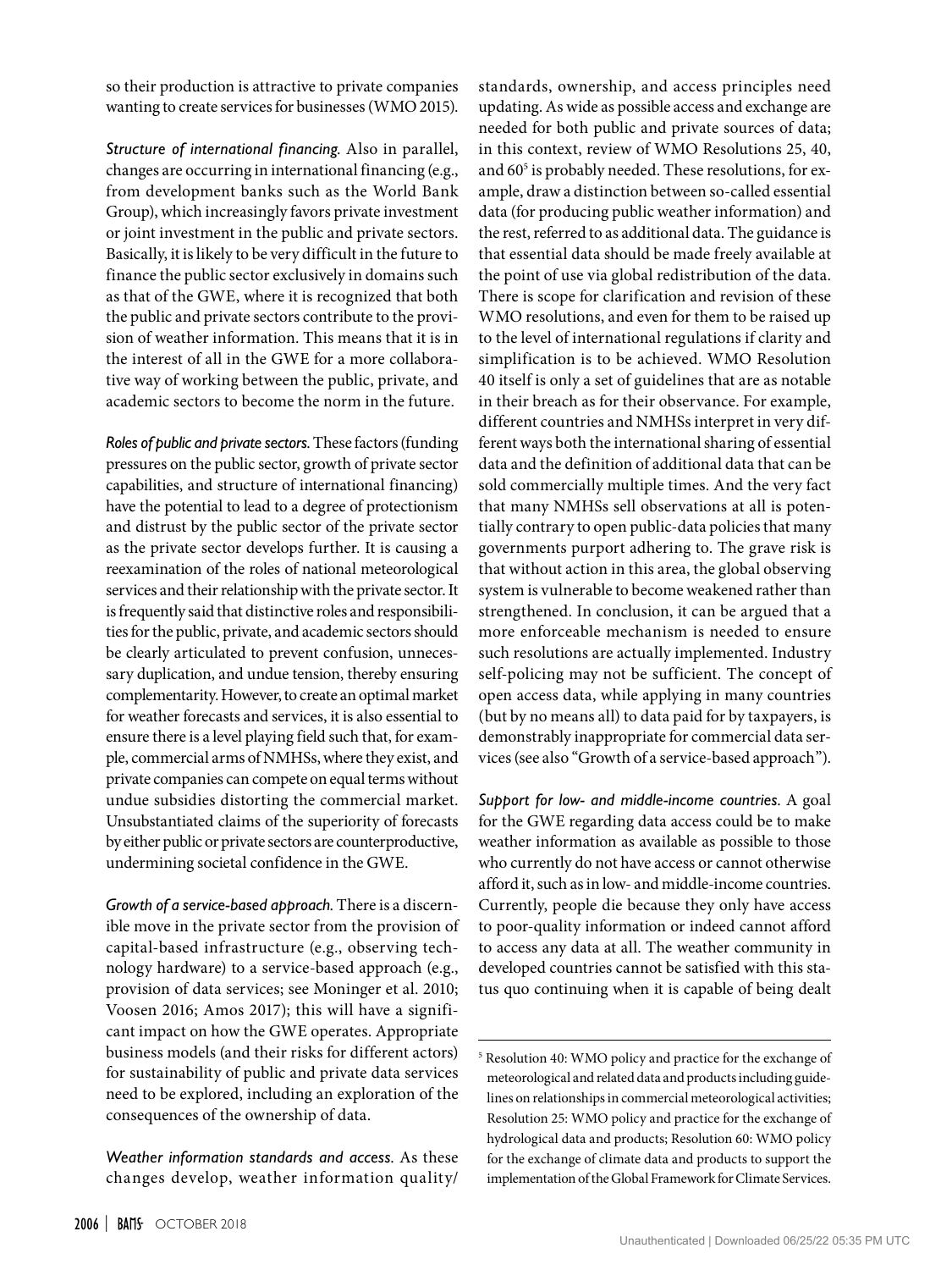so their production is attractive to private companies wanting to create services for businesses (WMO 2015).

*Structure of international financing.* Also in parallel, changes are occurring in international financing (e.g., from development banks such as the World Bank Group), which increasingly favors private investment or joint investment in the public and private sectors. Basically, it is likely to be very difficult in the future to finance the public sector exclusively in domains such as that of the GWE, where it is recognized that both the public and private sectors contribute to the provision of weather information. This means that it is in the interest of all in the GWE for a more collaborative way of working between the public, private, and academic sectors to become the norm in the future.

*Roles of public and private sectors.* These factors (funding pressures on the public sector, growth of private sector capabilities, and structure of international financing) have the potential to lead to a degree of protectionism and distrust by the public sector of the private sector as the private sector develops further. It is causing a reexamination of the roles of national meteorological services and their relationship with the private sector. It is frequently said that distinctive roles and responsibilities for the public, private, and academic sectors should be clearly articulated to prevent confusion, unnecessary duplication, and undue tension, thereby ensuring complementarity. However, to create an optimal market for weather forecasts and services, it is also essential to ensure there is a level playing field such that, for example, commercial arms of NMHSs, where they exist, and private companies can compete on equal terms without undue subsidies distorting the commercial market. Unsubstantiated claims of the superiority of forecasts by either public or private sectors are counterproductive, undermining societal confidence in the GWE.

*Growth of a service-based approach.* There is a discernible move in the private sector from the provision of capital-based infrastructure (e.g., observing technology hardware) to a service-based approach (e.g., provision of data services; see Moninger et al. 2010; Voosen 2016; Amos 2017); this will have a significant impact on how the GWE operates. Appropriate business models (and their risks for different actors) for sustainability of public and private data services need to be explored, including an exploration of the consequences of the ownership of data.

*Weather information standards and access.* As these changes develop, weather information quality/standards, ownership, and access principles need updating. As wide as possible access and exchange are needed for both public and private sources of data; in this context, review of WMO Resolutions 25, 40, and 60[5] is probably needed. These resolutions, for example, draw a distinction between so-called essential data (for producing public weather information) and the rest, referred to as additional data. The guidance is that essential data should be made freely available at the point of use via global redistribution of the data. There is scope for clarification and revision of these WMO resolutions, and even for them to be raised up to the level of international regulations if clarity and simplification is to be achieved. WMO Resolution 40 itself is only a set of guidelines that are as notable in their breach as for their observance. For example, different countries and NMHSs interpret in very different ways both the international sharing of essential data and the definition of additional data that can be sold commercially multiple times. And the very fact that many NMHSs sell observations at all is potentially contrary to open public-data policies that many governments purport adhering to. The grave risk is that without action in this area, the global observing system is vulnerable to become weakened rather than strengthened. In conclusion, it can be argued that a more enforceable mechanism is needed to ensure such resolutions are actually implemented. Industry self-policing may not be sufficient. The concept of open access data, while applying in many countries (but by no means all) to data paid for by taxpayers, is demonstrably inappropriate for commercial data services (see also "Growth of a service-based approach").

*Support for low- and middle-income countries.* A goal for the GWE regarding data access could be to make weather information as available as possible to those who currently do not have access or cannot otherwise afford it, such as in low- and middle-income countries. Currently, people die because they only have access to poor-quality information or indeed cannot afford to access any data at all. The weather community in developed countries cannot be satisfied with this status quo continuing when it is capable of being dealt

---

[5] Resolution 40: WMO policy and practice for the exchange of meteorological and related data and products including guidelines on relationships in commercial meteorological activities; Resolution 25: WMO policy and practice for the exchange of hydrological data and products; Resolution 60: WMO policy for the exchange of climate data and products to support the implementation of the Global Framework for Climate Services.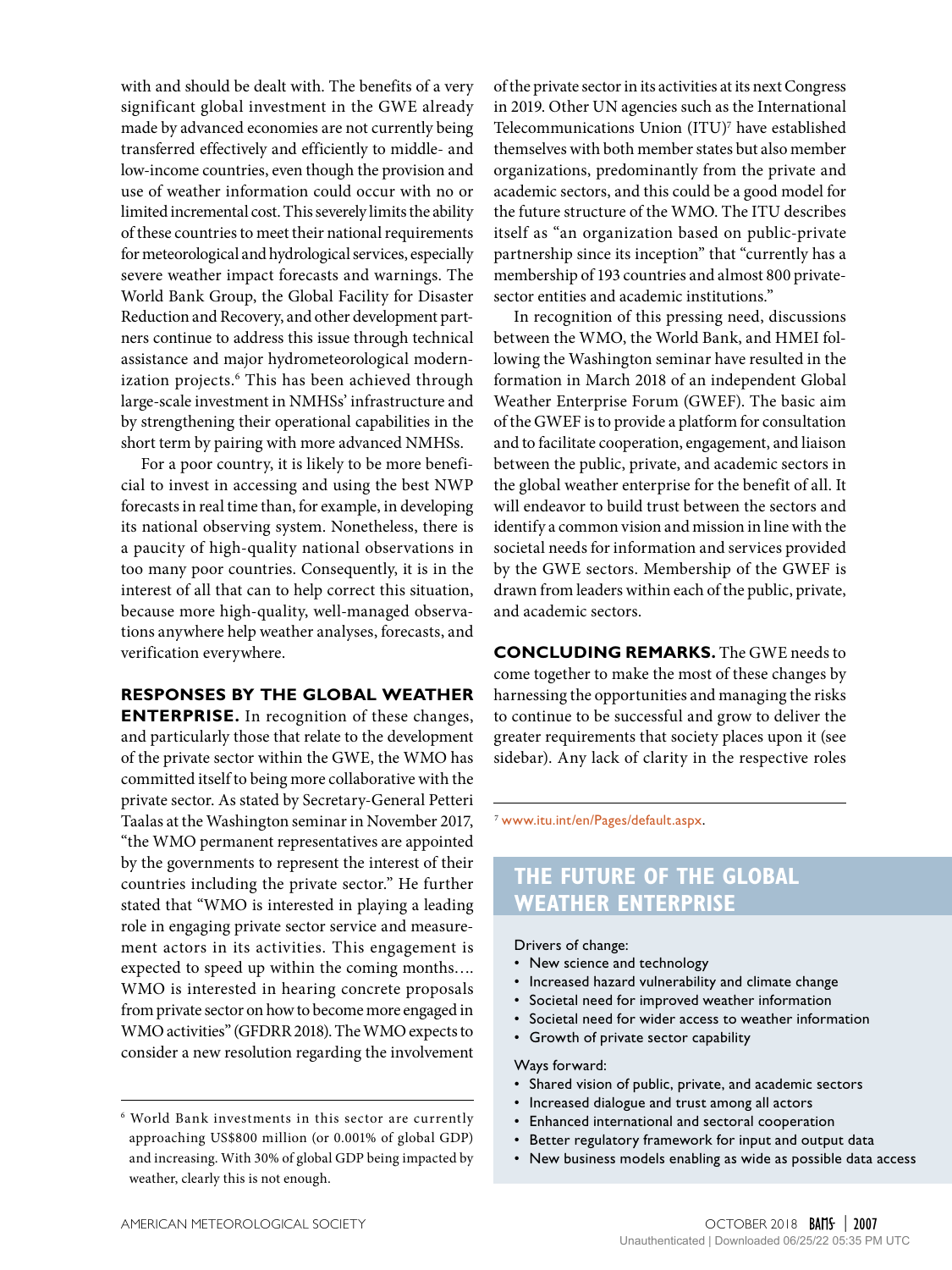with and should be dealt with. The benefits of a very significant global investment in the GWE already made by advanced economies are not currently being transferred effectively and efficiently to middle- and low-income countries, even though the provision and use of weather information could occur with no or limited incremental cost. This severely limits the ability of these countries to meet their national requirements for meteorological and hydrological services, especially severe weather impact forecasts and warnings. The World Bank Group, the Global Facility for Disaster Reduction and Recovery, and other development partners continue to address this issue through technical assistance and major hydrometeorological modernization projects.[6] This has been achieved through large-scale investment in NMHSs' infrastructure and by strengthening their operational capabilities in the short term by pairing with more advanced NMHSs.

For a poor country, it is likely to be more beneficial to invest in accessing and using the best NWP forecasts in real time than, for example, in developing its national observing system. Nonetheless, there is a paucity of high-quality national observations in too many poor countries. Consequently, it is in the interest of all that can to help correct this situation, because more high-quality, well-managed observations anywhere help weather analyses, forecasts, and verification everywhere.

**RESPONSES BY THE GLOBAL WEATHER ENTERPRISE.** In recognition of these changes, and particularly those that relate to the development of the private sector within the GWE, the WMO has committed itself to being more collaborative with the private sector. As stated by Secretary-General Petteri Taalas at the Washington seminar in November 2017, "the WMO permanent representatives are appointed by the governments to represent the interest of their countries including the private sector." He further stated that "WMO is interested in playing a leading role in engaging private sector service and measurement actors in its activities. This engagement is expected to speed up within the coming months…. WMO is interested in hearing concrete proposals from private sector on how to become more engaged in WMO activities" (GFDRR 2018). The WMO expects to consider a new resolution regarding the involvement of the private sector in its activities at its next Congress in 2019. Other UN agencies such as the International Telecommunications Union (ITU)[7] have established themselves with both member states but also member organizations, predominantly from the private and academic sectors, and this could be a good model for the future structure of the WMO. The ITU describes itself as "an organization based on public-private partnership since its inception" that "currently has a membership of 193 countries and almost 800 private-sector entities and academic institutions."

In recognition of this pressing need, discussions between the WMO, the World Bank, and HMEI following the Washington seminar have resulted in the formation in March 2018 of an independent Global Weather Enterprise Forum (GWEF). The basic aim of the GWEF is to provide a platform for consultation and to facilitate cooperation, engagement, and liaison between the public, private, and academic sectors in the global weather enterprise for the benefit of all. It will endeavor to build trust between the sectors and identify a common vision and mission in line with the societal needs for information and services provided by the GWE sectors. Membership of the GWEF is drawn from leaders within each of the public, private, and academic sectors.

**CONCLUDING REMARKS.** The GWE needs to come together to make the most of these changes by harnessing the opportunities and managing the risks to continue to be successful and grow to deliver the greater requirements that society places upon it (see sidebar). Any lack of clarity in the respective roles

[6] World Bank investments in this sector are currently approaching US$800 million (or 0.001% of global GDP) and increasing. With 30% of global GDP being impacted by weather, clearly this is not enough.

[7] www.itu.int/en/Pages/default.aspx.

## THE FUTURE OF THE GLOBAL WEATHER ENTERPRISE

Drivers of change:

- New science and technology
- Increased hazard vulnerability and climate change
- Societal need for improved weather information
- Societal need for wider access to weather information
- Growth of private sector capability

Ways forward:

- Shared vision of public, private, and academic sectors
- Increased dialogue and trust among all actors
- Enhanced international and sectoral cooperation
- Better regulatory framework for input and output data
- New business models enabling as wide as possible data access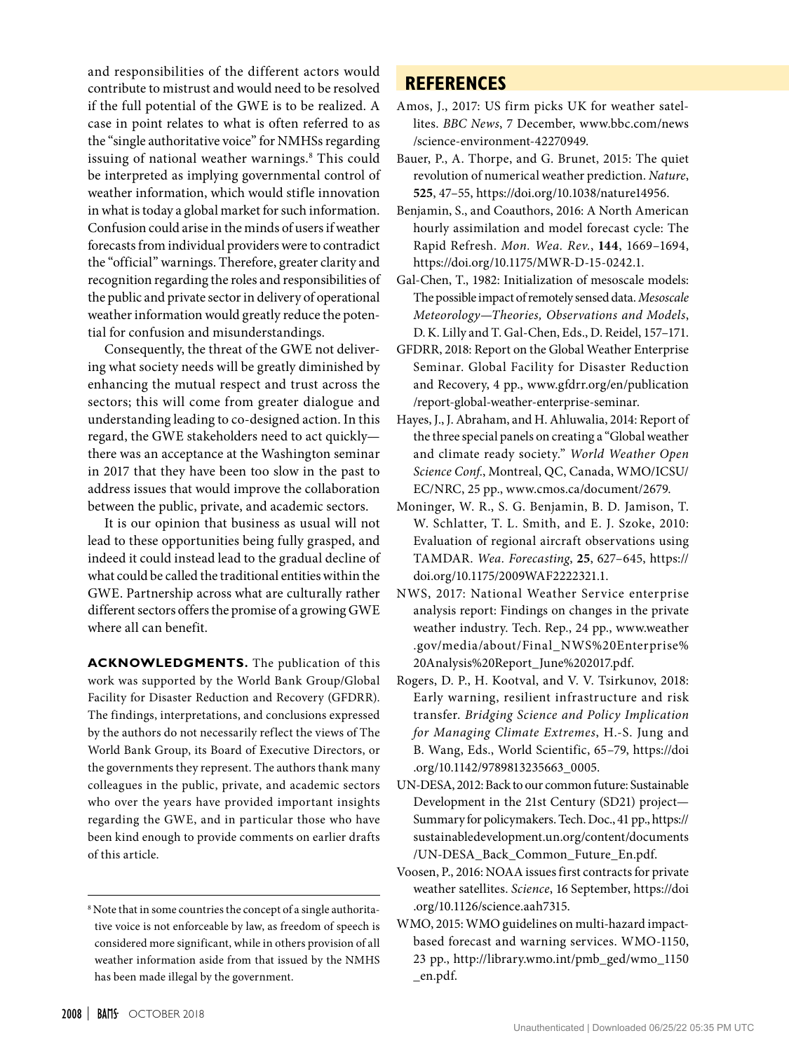and responsibilities of the different actors would contribute to mistrust and would need to be resolved if the full potential of the GWE is to be realized. A case in point relates to what is often referred to as the "single authoritative voice" for NMHSs regarding issuing of national weather warnings.[8] This could be interpreted as implying governmental control of weather information, which would stifle innovation in what is today a global market for such information. Confusion could arise in the minds of users if weather forecasts from individual providers were to contradict the "official" warnings. Therefore, greater clarity and recognition regarding the roles and responsibilities of the public and private sector in delivery of operational weather information would greatly reduce the potential for confusion and misunderstandings.

Consequently, the threat of the GWE not delivering what society needs will be greatly diminished by enhancing the mutual respect and trust across the sectors; this will come from greater dialogue and understanding leading to co-designed action. In this regard, the GWE stakeholders need to act quickly—there was an acceptance at the Washington seminar in 2017 that they have been too slow in the past to address issues that would improve the collaboration between the public, private, and academic sectors.

It is our opinion that business as usual will not lead to these opportunities being fully grasped, and indeed it could instead lead to the gradual decline of what could be called the traditional entities within the GWE. Partnership across what are culturally rather different sectors offers the promise of a growing GWE where all can benefit.

**ACKNOWLEDGMENTS.** The publication of this work was supported by the World Bank Group/Global Facility for Disaster Reduction and Recovery (GFDRR). The findings, interpretations, and conclusions expressed by the authors do not necessarily reflect the views of The World Bank Group, its Board of Executive Directors, or the governments they represent. The authors thank many colleagues in the public, private, and academic sectors who over the years have provided important insights regarding the GWE, and in particular those who have been kind enough to provide comments on earlier drafts of this article.

[8] Note that in some countries the concept of a single authoritative voice is not enforceable by law, as freedom of speech is considered more significant, while in others provision of all weather information aside from that issued by the NMHS has been made illegal by the government.

## REFERENCES

Amos, J., 2017: US firm picks UK for weather satellites. *BBC News*, 7 December, www.bbc.com/news/science-environment-42270949.

Bauer, P., A. Thorpe, and G. Brunet, 2015: The quiet revolution of numerical weather prediction. *Nature*, **525**, 47–55, https://doi.org/10.1038/nature14956.

Benjamin, S., and Coauthors, 2016: A North American hourly assimilation and model forecast cycle: The Rapid Refresh. *Mon. Wea. Rev.*, **144**, 1669–1694, https://doi.org/10.1175/MWR-D-15-0242.1.

Gal-Chen, T., 1982: Initialization of mesoscale models: The possible impact of remotely sensed data. *Mesoscale Meteorology—Theories, Observations and Models*, D. K. Lilly and T. Gal-Chen, Eds., D. Reidel, 157–171.

GFDRR, 2018: Report on the Global Weather Enterprise Seminar. Global Facility for Disaster Reduction and Recovery, 4 pp., www.gfdrr.org/en/publication/report-global-weather-enterprise-seminar.

Hayes, J., J. Abraham, and H. Ahluwalia, 2014: Report of the three special panels on creating a "Global weather and climate ready society." *World Weather Open Science Conf.*, Montreal, QC, Canada, WMO/ICSU/EC/NRC, 25 pp., www.cmos.ca/document/2679.

Moninger, W. R., S. G. Benjamin, B. D. Jamison, T. W. Schlatter, T. L. Smith, and E. J. Szoke, 2010: Evaluation of regional aircraft observations using TAMDAR. *Wea. Forecasting*, **25**, 627–645, https://doi.org/10.1175/2009WAF2222321.1.

NWS, 2017: National Weather Service enterprise analysis report: Findings on changes in the private weather industry. Tech. Rep., 24 pp., www.weather.gov/media/about/Final_NWS%20Enterprise%20Analysis%20Report_June%202017.pdf.

Rogers, D. P., H. Kootval, and V. V. Tsirkunov, 2018: Early warning, resilient infrastructure and risk transfer. *Bridging Science and Policy Implication for Managing Climate Extremes*, H.-S. Jung and B. Wang, Eds., World Scientific, 65–79, https://doi.org/10.1142/9789813235663_0005.

UN-DESA, 2012: Back to our common future: Sustainable Development in the 21st Century (SD21) project—Summary for policymakers. Tech. Doc., 41 pp., https://sustainabledevelopment.un.org/content/documents/UN-DESA_Back_Common_Future_En.pdf.

Voosen, P., 2016: NOAA issues first contracts for private weather satellites. *Science*, 16 September, https://doi.org/10.1126/science.aah7315.

WMO, 2015: WMO guidelines on multi-hazard impact-based forecast and warning services. WMO-1150, 23 pp., http://library.wmo.int/pmb_ged/wmo_1150_en.pdf.